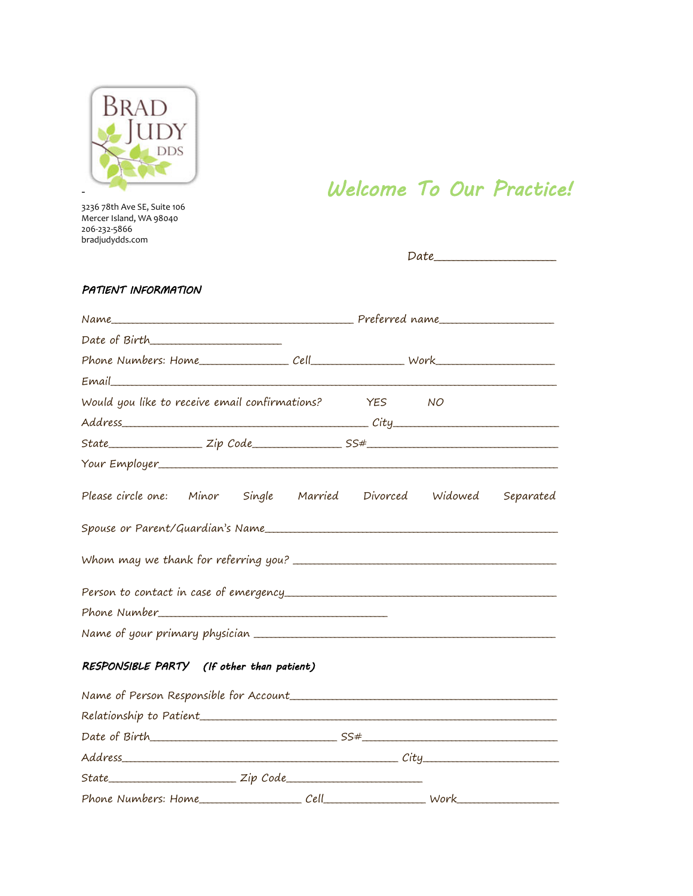BRAD JUDY DDS

3236 78th Ave SE, Suite 106
Mercer Island, WA 98040
206-232-5866
bradjudydds.com

# Welcome To Our Practice!

Date____________________

## PATIENT INFORMATION

Name__________________________________________ Preferred name___________________

Date of Birth______________________

Phone Numbers: Home_______________ Cell_______________ Work____________________

Email____________________________________________________________________________

Would you like to receive email confirmations? YES NO

Address________________________________________ City__________________________

State________________ Zip Code_______________ SS#__________________________________

Your Employer____________________________________________________________________

Please circle one: Minor Single Married Divorced Widowed Separated

Spouse or Parent/Guardian's Name__________________________________________________

Whom may we thank for referring you? ______________________________________________

Person to contact in case of emergency______________________________________________

Phone Number__________________________________________

Name of your primary physician ____________________________________________________

## RESPONSIBLE PARTY (If other than patient)

Name of Person Responsible for Account______________________________________________

Relationship to Patient__________________________________________________________

Date of Birth______________________________ SS#_________________________________

Address____________________________________________ City______________________

State______________________ Zip Code______________________

Phone Numbers: Home_________________ Cell_________________ Work_________________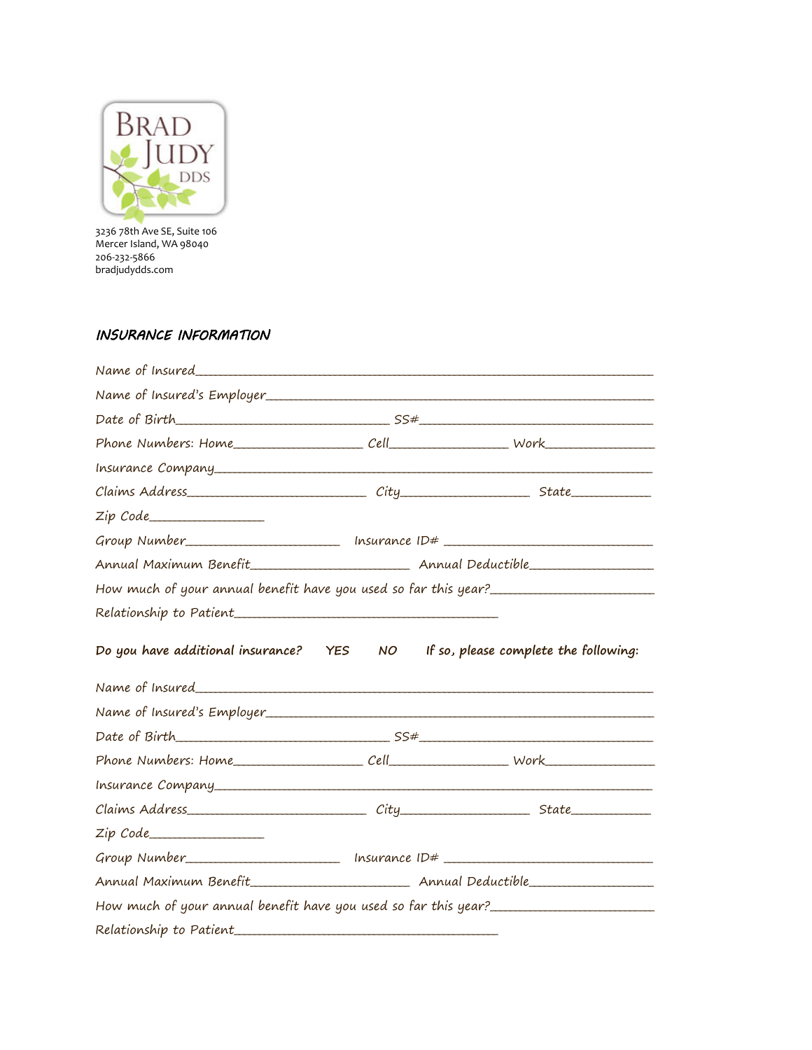BRAD JUDY DDS

3236 78th Ave SE, Suite 106
Mercer Island, WA 98040
206-232-5866
bradjudydds.com

## *INSURANCE INFORMATION*

Name of Insured______________________________

Name of Insured's Employer______________________________

Date of Birth______________________ SS#______________________

Phone Numbers: Home______________ Cell______________ Work______________

Insurance Company______________________________

Claims Address______________________ City______________ State__________

Zip Code______________

Group Number__________________ Insurance ID# ______________________

Annual Maximum Benefit__________________ Annual Deductible______________

How much of your annual benefit have you used so far this year?__________________

Relationship to Patient______________________________

**Do you have additional insurance? YES NO If so, please complete the following:**

Name of Insured______________________________

Name of Insured's Employer______________________________

Date of Birth______________________ SS#______________________

Phone Numbers: Home______________ Cell______________ Work______________

Insurance Company______________________________

Claims Address______________________ City______________ State__________

Zip Code______________

Group Number__________________ Insurance ID# ______________________

Annual Maximum Benefit__________________ Annual Deductible______________

How much of your annual benefit have you used so far this year?__________________

Relationship to Patient______________________________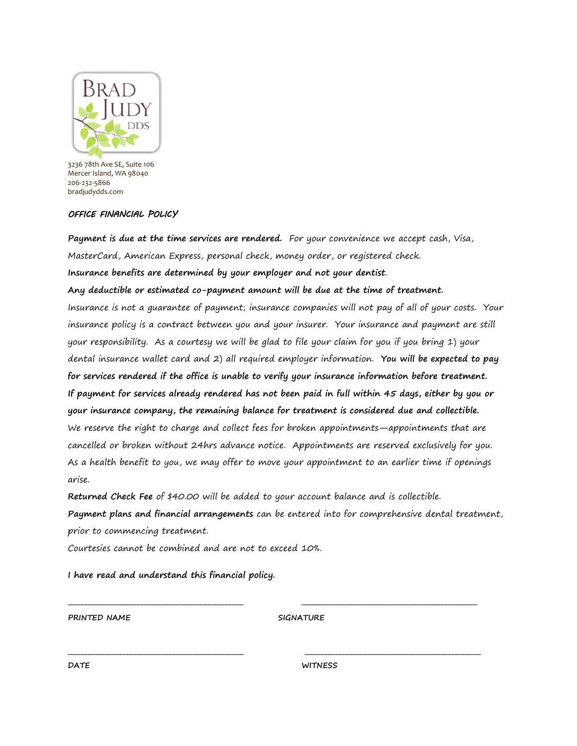BRAD JUDY DDS

3236 78th Ave SE, Suite 106
Mercer Island, WA 98040
206-232-5866
bradjudydds.com

***OFFICE FINANCIAL POLICY***

**Payment is due at the time services are rendered.** For your convenience we accept cash, Visa, MasterCard, American Express, personal check, money order, or registered check.

**Insurance benefits are determined by your employer and not your dentist.**

**Any deductible or estimated co-payment amount will be due at the time of treatment.**

Insurance is not a guarantee of payment; insurance companies will not pay of all of your costs. Your insurance policy is a contract between you and your insurer. Your insurance and payment are still your responsibility. As a courtesy we will be glad to file your claim for you if you bring 1) your dental insurance wallet card and 2) all required employer information. **You will be expected to pay for services rendered if the office is unable to verify your insurance information before treatment.**

**If payment for services already rendered has not been paid in full within 45 days, either by you or your insurance company, the remaining balance for treatment is considered due and collectible.**

We reserve the right to charge and collect fees for broken appointments—appointments that are cancelled or broken without 24hrs advance notice. Appointments are reserved exclusively for you. As a health benefit to you, we may offer to move your appointment to an earlier time if openings arise.

**Returned Check Fee** of $40.00 will be added to your account balance and is collectible.

**Payment plans and financial arrangements** can be entered into for comprehensive dental treatment, prior to commencing treatment.

Courtesies cannot be combined and are not to exceed 10%.

**I have read and understand this financial policy.**

_______________________________ PRINTED NAME

_______________________________ SIGNATURE

_______________________________ DATE

_______________________________ WITNESS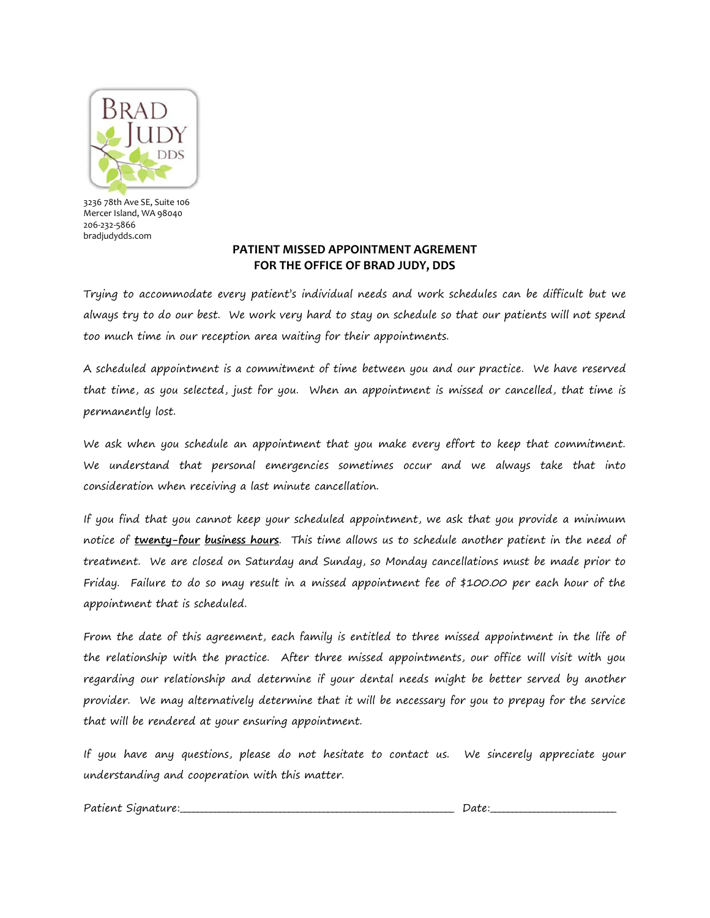BRAD JUDY DDS

3236 78th Ave SE, Suite 106
Mercer Island, WA 98040
206-232-5866
bradjudydds.com

**PATIENT MISSED APPOINTMENT AGREMENT**
**FOR THE OFFICE OF BRAD JUDY, DDS**

Trying to accommodate every patient's individual needs and work schedules can be difficult but we always try to do our best. We work very hard to stay on schedule so that our patients will not spend too much time in our reception area waiting for their appointments.

A scheduled appointment is a commitment of time between you and our practice. We have reserved that time, as you selected, just for you. When an appointment is missed or cancelled, that time is permanently lost.

We ask when you schedule an appointment that you make every effort to keep that commitment. We understand that personal emergencies sometimes occur and we always take that into consideration when receiving a last minute cancellation.

If you find that you cannot keep your scheduled appointment, we ask that you provide a minimum notice of **twenty-four business hours**. This time allows us to schedule another patient in the need of treatment. We are closed on Saturday and Sunday, so Monday cancellations must be made prior to Friday. Failure to do so may result in a missed appointment fee of $100.00 per each hour of the appointment that is scheduled.

From the date of this agreement, each family is entitled to three missed appointment in the life of the relationship with the practice. After three missed appointments, our office will visit with you regarding our relationship and determine if your dental needs might be better served by another provider. We may alternatively determine that it will be necessary for you to prepay for the service that will be rendered at your ensuring appointment.

If you have any questions, please do not hesitate to contact us. We sincerely appreciate your understanding and cooperation with this matter.

Patient Signature:______________________________________________ Date:____________________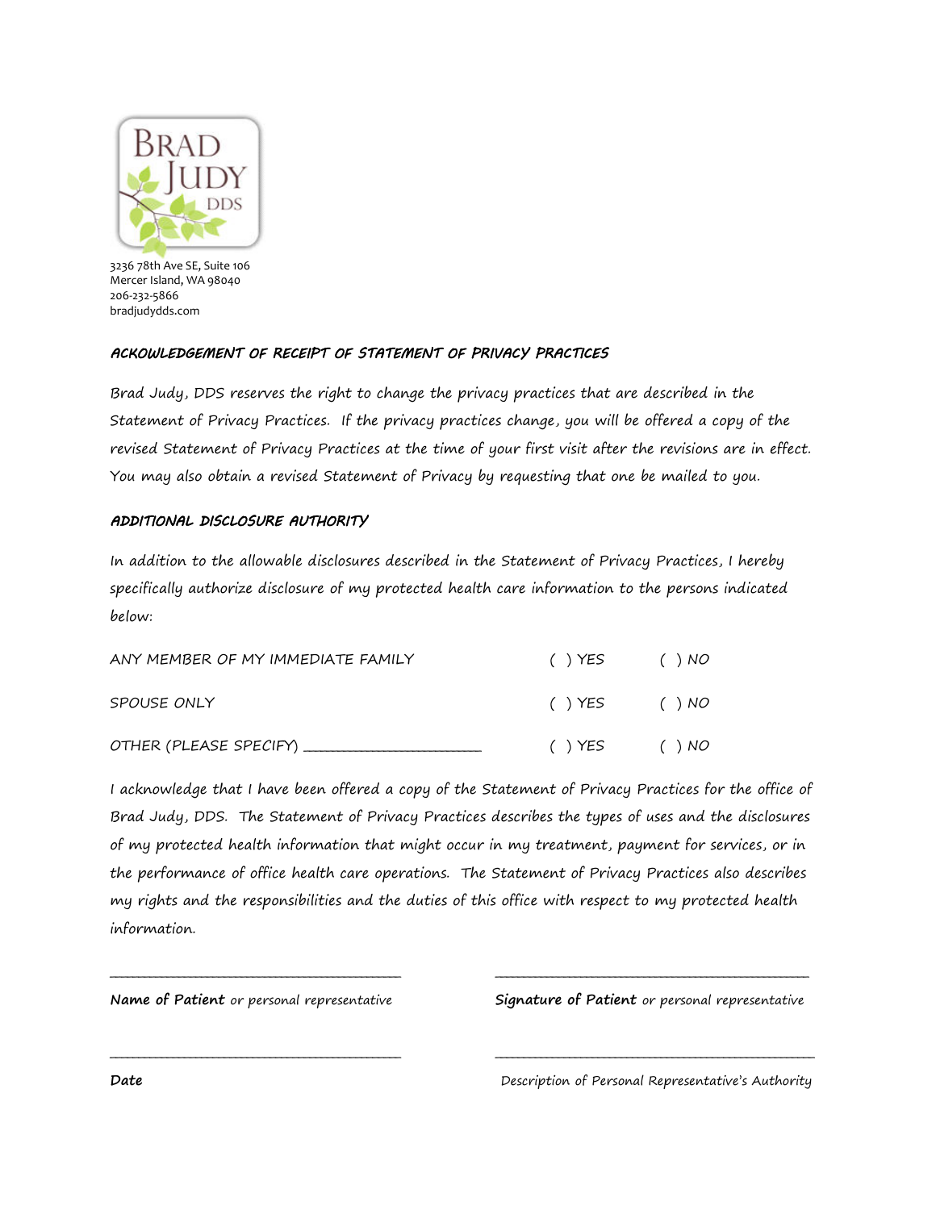BRAD JUDY DDS

3236 78th Ave SE, Suite 106
Mercer Island, WA 98040
206-232-5866
bradjudydds.com

### *ACKOWLEDGEMENT OF RECEIPT OF STATEMENT OF PRIVACY PRACTICES*

*Brad Judy, DDS reserves the right to change the privacy practices that are described in the Statement of Privacy Practices. If the privacy practices change, you will be offered a copy of the revised Statement of Privacy Practices at the time of your first visit after the revisions are in effect. You may also obtain a revised Statement of Privacy by requesting that one be mailed to you.*

### *ADDITIONAL DISCLOSURE AUTHORITY*

*In addition to the allowable disclosures described in the Statement of Privacy Practices, I hereby specifically authorize disclosure of my protected health care information to the persons indicated below:*

| | | |
|---|---|---|
| ANY MEMBER OF MY IMMEDIATE FAMILY | ( ) YES | ( ) NO |
| SPOUSE ONLY | ( ) YES | ( ) NO |
| OTHER (PLEASE SPECIFY) ______________________ | ( ) YES | ( ) NO |

*I acknowledge that I have been offered a copy of the Statement of Privacy Practices for the office of Brad Judy, DDS. The Statement of Privacy Practices describes the types of uses and the disclosures of my protected health information that might occur in my treatment, payment for services, or in the performance of office health care operations. The Statement of Privacy Practices also describes my rights and the responsibilities and the duties of this office with respect to my protected health information.*

________________________________________

**Name of Patient** *or personal representative*

________________________________________

**Signature of Patient** *or personal representative*

________________________________________

**Date**

________________________________________

*Description of Personal Representative's Authority*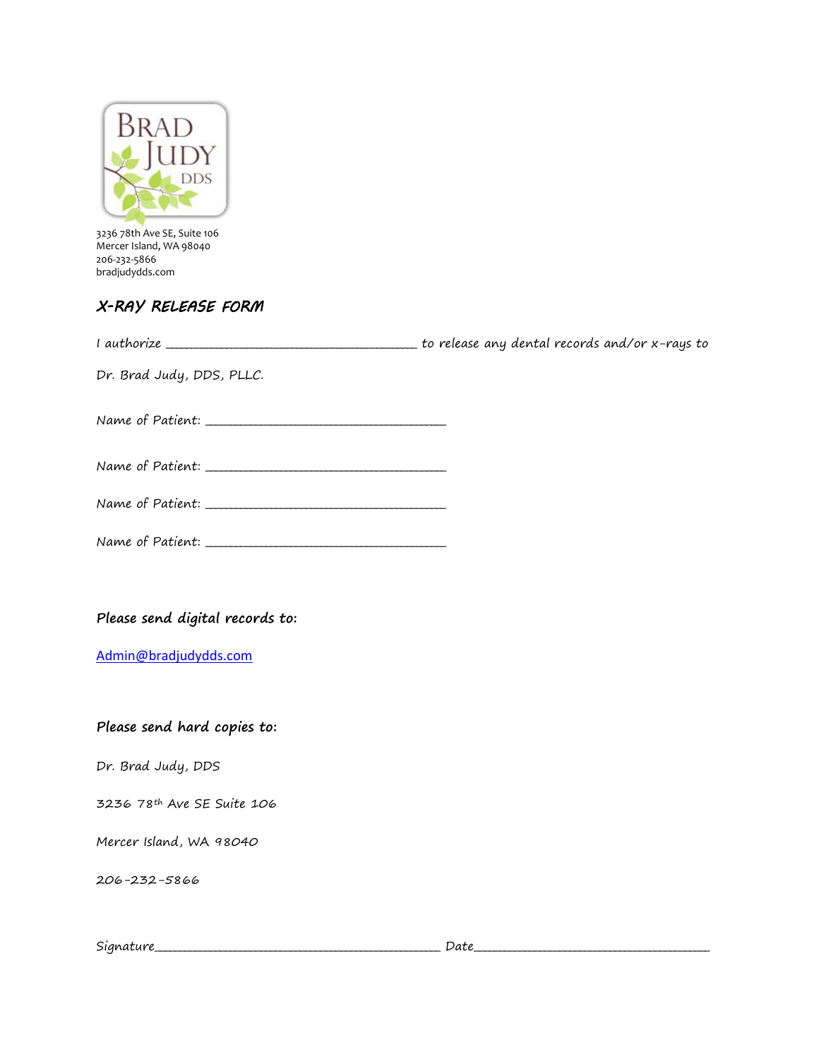BRAD JUDY DDS

3236 78th Ave SE, Suite 106
Mercer Island, WA 98040
206-232-5866
bradjudydds.com

## X-RAY RELEASE FORM

I authorize ________________________________________ to release any dental records and/or x-rays to Dr. Brad Judy, DDS, PLLC.

Name of Patient: ______________________________________

Name of Patient: ______________________________________

Name of Patient: ______________________________________

Name of Patient: ______________________________________

**Please send digital records to:**

Admin@bradjudydds.com

**Please send hard copies to:**

Dr. Brad Judy, DDS

3236 78th Ave SE Suite 106

Mercer Island, WA 98040

206-232-5866

Signature_____________________________________________ Date_____________________________________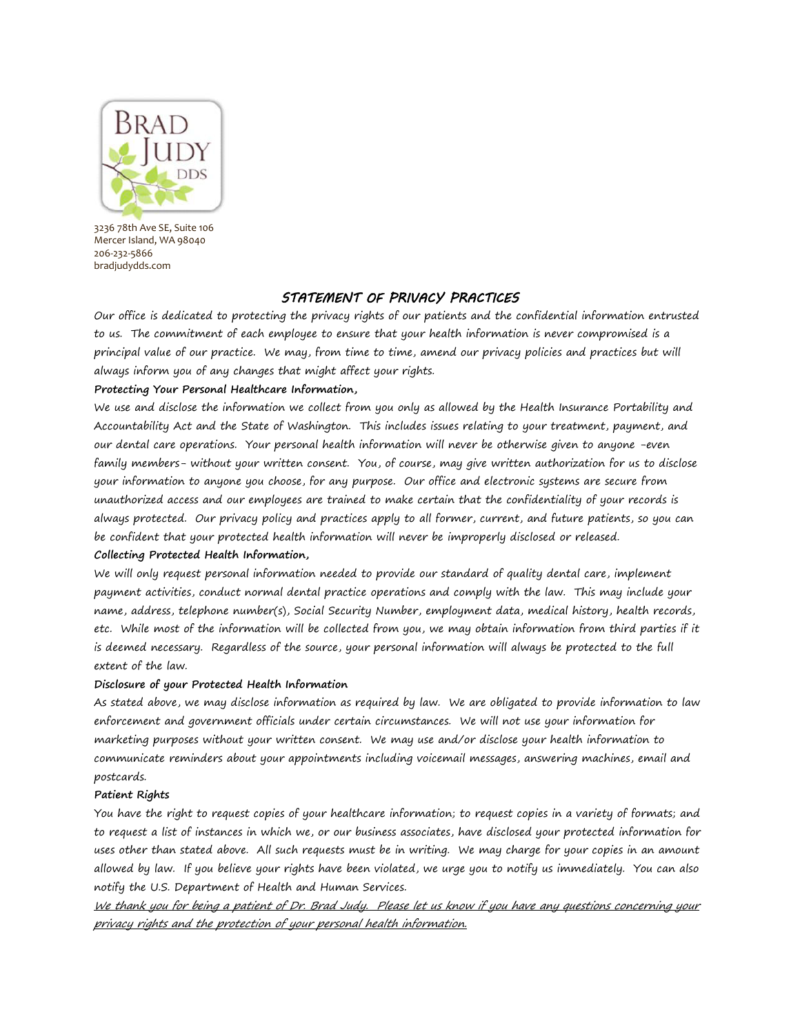3236 78th Ave SE, Suite 106
Mercer Island, WA 98040
206-232-5866
bradjudydds.com

# *STATEMENT OF PRIVACY PRACTICES*

*Our office is dedicated to protecting the privacy rights of our patients and the confidential information entrusted to us. The commitment of each employee to ensure that your health information is never compromised is a principal value of our practice. We may, from time to time, amend our privacy policies and practices but will always inform you of any changes that might affect your rights.*

**Protecting Your Personal Healthcare Information,**

*We use and disclose the information we collect from you only as allowed by the Health Insurance Portability and Accountability Act and the State of Washington. This includes issues relating to your treatment, payment, and our dental care operations. Your personal health information will never be otherwise given to anyone -even family members- without your written consent. You, of course, may give written authorization for us to disclose your information to anyone you choose, for any purpose. Our office and electronic systems are secure from unauthorized access and our employees are trained to make certain that the confidentiality of your records is always protected. Our privacy policy and practices apply to all former, current, and future patients, so you can be confident that your protected health information will never be improperly disclosed or released.*

**Collecting Protected Health Information,**

*We will only request personal information needed to provide our standard of quality dental care, implement payment activities, conduct normal dental practice operations and comply with the law. This may include your name, address, telephone number(s), Social Security Number, employment data, medical history, health records, etc. While most of the information will be collected from you, we may obtain information from third parties if it is deemed necessary. Regardless of the source, your personal information will always be protected to the full extent of the law.*

**Disclosure of your Protected Health Information**

*As stated above, we may disclose information as required by law. We are obligated to provide information to law enforcement and government officials under certain circumstances. We will not use your information for marketing purposes without your written consent. We may use and/or disclose your health information to communicate reminders about your appointments including voicemail messages, answering machines, email and postcards.*

**Patient Rights**

*You have the right to request copies of your healthcare information; to request copies in a variety of formats; and to request a list of instances in which we, or our business associates, have disclosed your protected information for uses other than stated above. All such requests must be in writing. We may charge for your copies in an amount allowed by law. If you believe your rights have been violated, we urge you to notify us immediately. You can also notify the U.S. Department of Health and Human Services.*

<u>*We thank you for being a patient of Dr. Brad Judy. Please let us know if you have any questions concerning your privacy rights and the protection of your personal health information.*</u>